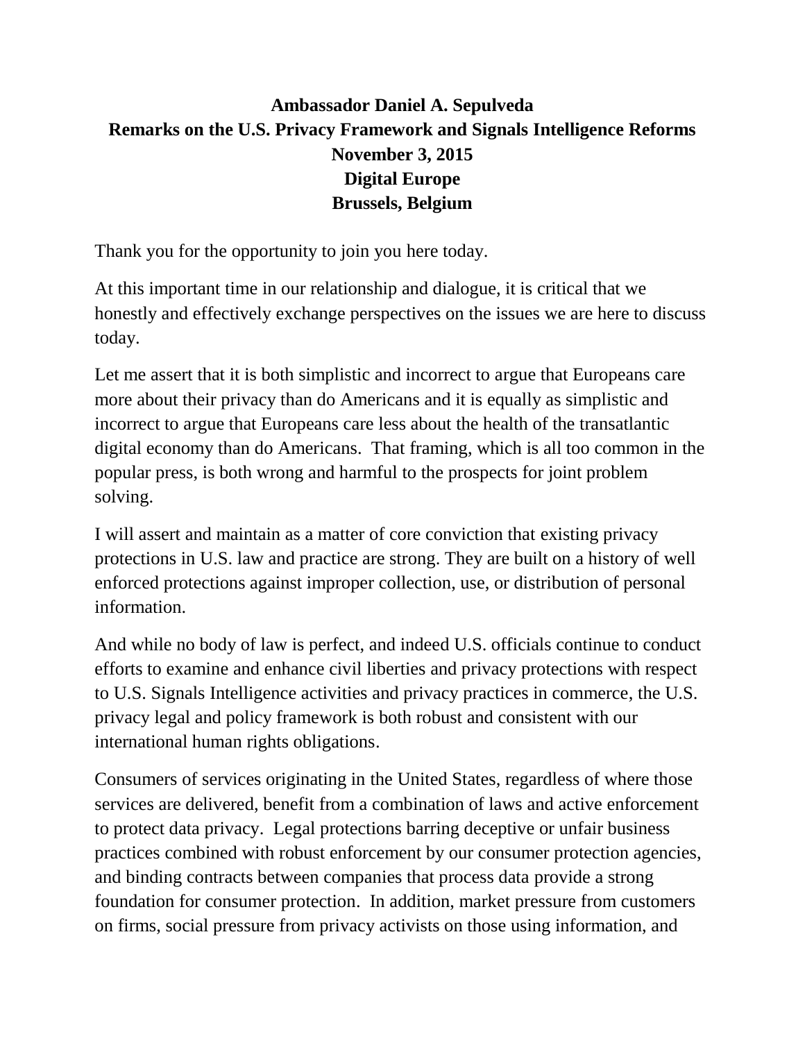# Ambassador Daniel A. Sepulveda
## Remarks on the U.S. Privacy Framework and Signals Intelligence Reforms
## November 3, 2015
## Digital Europe
## Brussels, Belgium

Thank you for the opportunity to join you here today.

At this important time in our relationship and dialogue, it is critical that we honestly and effectively exchange perspectives on the issues we are here to discuss today.

Let me assert that it is both simplistic and incorrect to argue that Europeans care more about their privacy than do Americans and it is equally as simplistic and incorrect to argue that Europeans care less about the health of the transatlantic digital economy than do Americans. That framing, which is all too common in the popular press, is both wrong and harmful to the prospects for joint problem solving.

I will assert and maintain as a matter of core conviction that existing privacy protections in U.S. law and practice are strong. They are built on a history of well enforced protections against improper collection, use, or distribution of personal information.

And while no body of law is perfect, and indeed U.S. officials continue to conduct efforts to examine and enhance civil liberties and privacy protections with respect to U.S. Signals Intelligence activities and privacy practices in commerce, the U.S. privacy legal and policy framework is both robust and consistent with our international human rights obligations.

Consumers of services originating in the United States, regardless of where those services are delivered, benefit from a combination of laws and active enforcement to protect data privacy. Legal protections barring deceptive or unfair business practices combined with robust enforcement by our consumer protection agencies, and binding contracts between companies that process data provide a strong foundation for consumer protection. In addition, market pressure from customers on firms, social pressure from privacy activists on those using information, and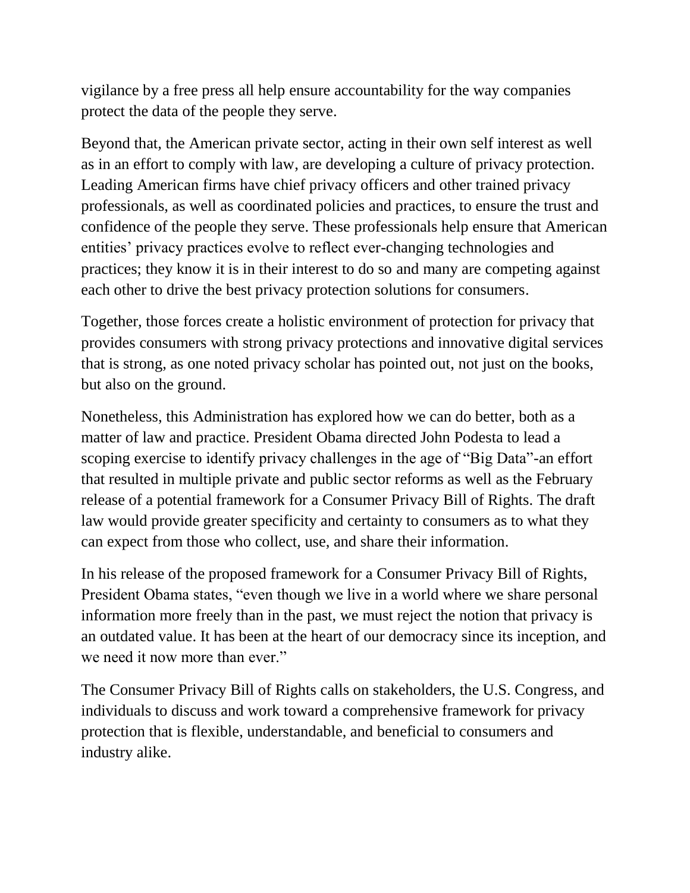vigilance by a free press all help ensure accountability for the way companies protect the data of the people they serve.

Beyond that, the American private sector, acting in their own self interest as well as in an effort to comply with law, are developing a culture of privacy protection. Leading American firms have chief privacy officers and other trained privacy professionals, as well as coordinated policies and practices, to ensure the trust and confidence of the people they serve. These professionals help ensure that American entities' privacy practices evolve to reflect ever-changing technologies and practices; they know it is in their interest to do so and many are competing against each other to drive the best privacy protection solutions for consumers.

Together, those forces create a holistic environment of protection for privacy that provides consumers with strong privacy protections and innovative digital services that is strong, as one noted privacy scholar has pointed out, not just on the books, but also on the ground.

Nonetheless, this Administration has explored how we can do better, both as a matter of law and practice. President Obama directed John Podesta to lead a scoping exercise to identify privacy challenges in the age of "Big Data"-an effort that resulted in multiple private and public sector reforms as well as the February release of a potential framework for a Consumer Privacy Bill of Rights. The draft law would provide greater specificity and certainty to consumers as to what they can expect from those who collect, use, and share their information.

In his release of the proposed framework for a Consumer Privacy Bill of Rights, President Obama states, "even though we live in a world where we share personal information more freely than in the past, we must reject the notion that privacy is an outdated value. It has been at the heart of our democracy since its inception, and we need it now more than ever."

The Consumer Privacy Bill of Rights calls on stakeholders, the U.S. Congress, and individuals to discuss and work toward a comprehensive framework for privacy protection that is flexible, understandable, and beneficial to consumers and industry alike.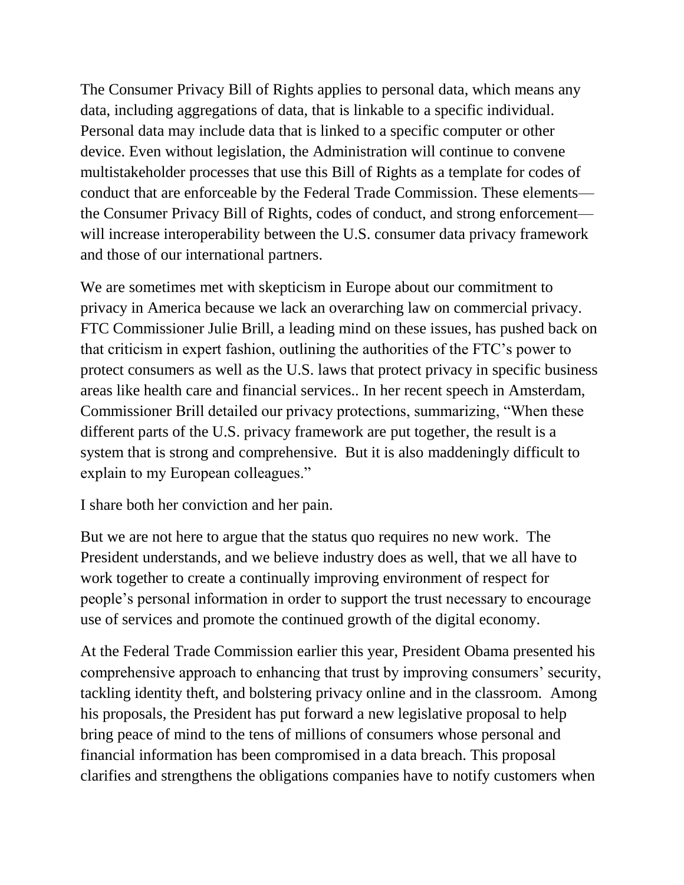The Consumer Privacy Bill of Rights applies to personal data, which means any data, including aggregations of data, that is linkable to a specific individual. Personal data may include data that is linked to a specific computer or other device. Even without legislation, the Administration will continue to convene multistakeholder processes that use this Bill of Rights as a template for codes of conduct that are enforceable by the Federal Trade Commission. These elements—the Consumer Privacy Bill of Rights, codes of conduct, and strong enforcement—will increase interoperability between the U.S. consumer data privacy framework and those of our international partners.

We are sometimes met with skepticism in Europe about our commitment to privacy in America because we lack an overarching law on commercial privacy. FTC Commissioner Julie Brill, a leading mind on these issues, has pushed back on that criticism in expert fashion, outlining the authorities of the FTC's power to protect consumers as well as the U.S. laws that protect privacy in specific business areas like health care and financial services.. In her recent speech in Amsterdam, Commissioner Brill detailed our privacy protections, summarizing, "When these different parts of the U.S. privacy framework are put together, the result is a system that is strong and comprehensive. But it is also maddeningly difficult to explain to my European colleagues."

I share both her conviction and her pain.

But we are not here to argue that the status quo requires no new work. The President understands, and we believe industry does as well, that we all have to work together to create a continually improving environment of respect for people's personal information in order to support the trust necessary to encourage use of services and promote the continued growth of the digital economy.

At the Federal Trade Commission earlier this year, President Obama presented his comprehensive approach to enhancing that trust by improving consumers' security, tackling identity theft, and bolstering privacy online and in the classroom. Among his proposals, the President has put forward a new legislative proposal to help bring peace of mind to the tens of millions of consumers whose personal and financial information has been compromised in a data breach. This proposal clarifies and strengthens the obligations companies have to notify customers when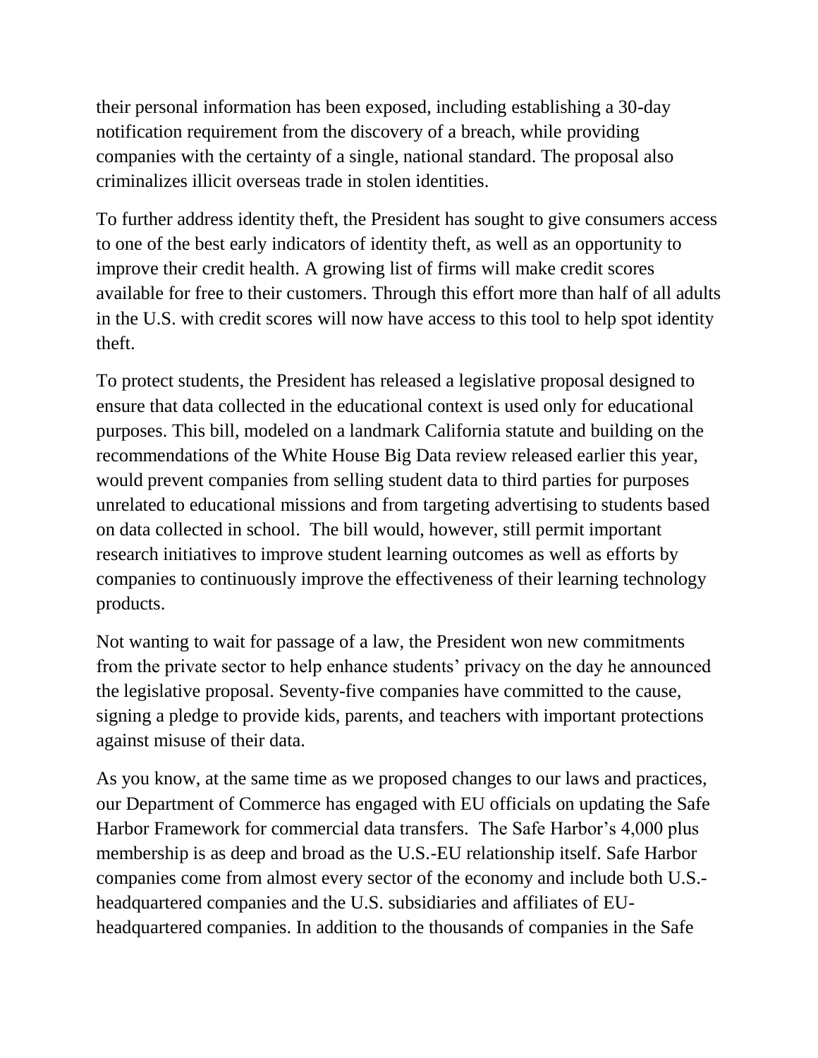their personal information has been exposed, including establishing a 30-day notification requirement from the discovery of a breach, while providing companies with the certainty of a single, national standard. The proposal also criminalizes illicit overseas trade in stolen identities.

To further address identity theft, the President has sought to give consumers access to one of the best early indicators of identity theft, as well as an opportunity to improve their credit health. A growing list of firms will make credit scores available for free to their customers. Through this effort more than half of all adults in the U.S. with credit scores will now have access to this tool to help spot identity theft.

To protect students, the President has released a legislative proposal designed to ensure that data collected in the educational context is used only for educational purposes. This bill, modeled on a landmark California statute and building on the recommendations of the White House Big Data review released earlier this year, would prevent companies from selling student data to third parties for purposes unrelated to educational missions and from targeting advertising to students based on data collected in school. The bill would, however, still permit important research initiatives to improve student learning outcomes as well as efforts by companies to continuously improve the effectiveness of their learning technology products.

Not wanting to wait for passage of a law, the President won new commitments from the private sector to help enhance students' privacy on the day he announced the legislative proposal. Seventy-five companies have committed to the cause, signing a pledge to provide kids, parents, and teachers with important protections against misuse of their data.

As you know, at the same time as we proposed changes to our laws and practices, our Department of Commerce has engaged with EU officials on updating the Safe Harbor Framework for commercial data transfers. The Safe Harbor's 4,000 plus membership is as deep and broad as the U.S.-EU relationship itself. Safe Harbor companies come from almost every sector of the economy and include both U.S.-headquartered companies and the U.S. subsidiaries and affiliates of EU-headquartered companies. In addition to the thousands of companies in the Safe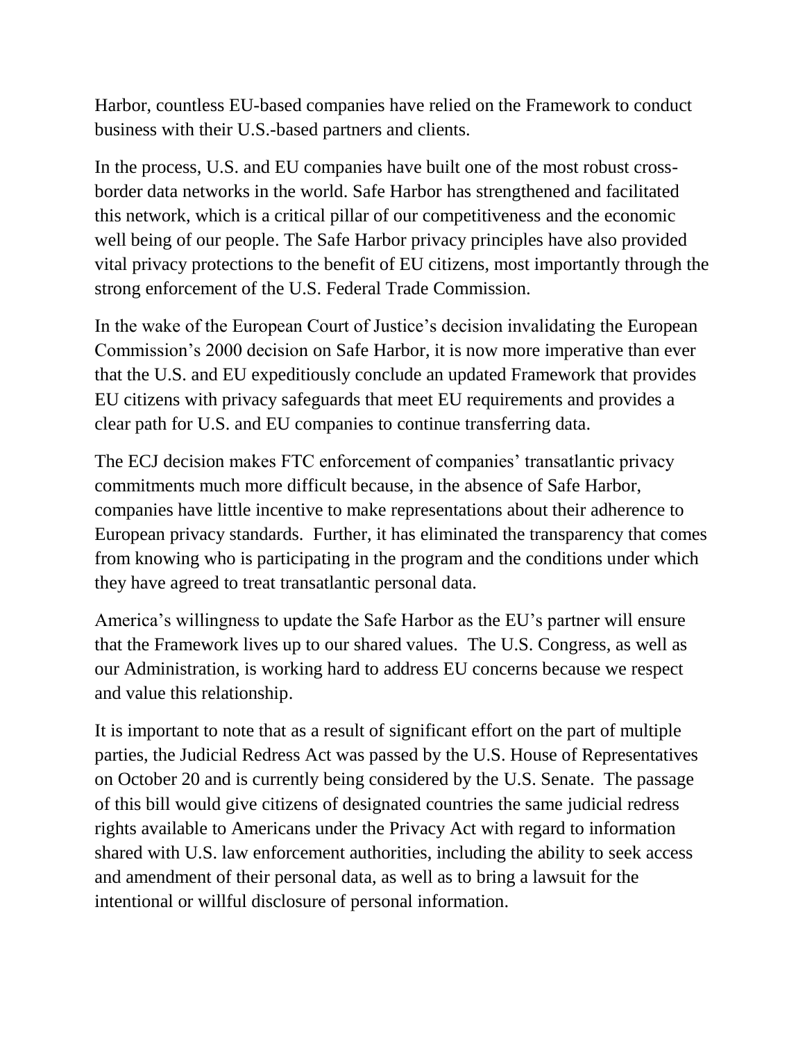Harbor, countless EU-based companies have relied on the Framework to conduct business with their U.S.-based partners and clients.

In the process, U.S. and EU companies have built one of the most robust cross-border data networks in the world. Safe Harbor has strengthened and facilitated this network, which is a critical pillar of our competitiveness and the economic well being of our people. The Safe Harbor privacy principles have also provided vital privacy protections to the benefit of EU citizens, most importantly through the strong enforcement of the U.S. Federal Trade Commission.

In the wake of the European Court of Justice's decision invalidating the European Commission's 2000 decision on Safe Harbor, it is now more imperative than ever that the U.S. and EU expeditiously conclude an updated Framework that provides EU citizens with privacy safeguards that meet EU requirements and provides a clear path for U.S. and EU companies to continue transferring data.

The ECJ decision makes FTC enforcement of companies' transatlantic privacy commitments much more difficult because, in the absence of Safe Harbor, companies have little incentive to make representations about their adherence to European privacy standards. Further, it has eliminated the transparency that comes from knowing who is participating in the program and the conditions under which they have agreed to treat transatlantic personal data.

America's willingness to update the Safe Harbor as the EU's partner will ensure that the Framework lives up to our shared values. The U.S. Congress, as well as our Administration, is working hard to address EU concerns because we respect and value this relationship.

It is important to note that as a result of significant effort on the part of multiple parties, the Judicial Redress Act was passed by the U.S. House of Representatives on October 20 and is currently being considered by the U.S. Senate. The passage of this bill would give citizens of designated countries the same judicial redress rights available to Americans under the Privacy Act with regard to information shared with U.S. law enforcement authorities, including the ability to seek access and amendment of their personal data, as well as to bring a lawsuit for the intentional or willful disclosure of personal information.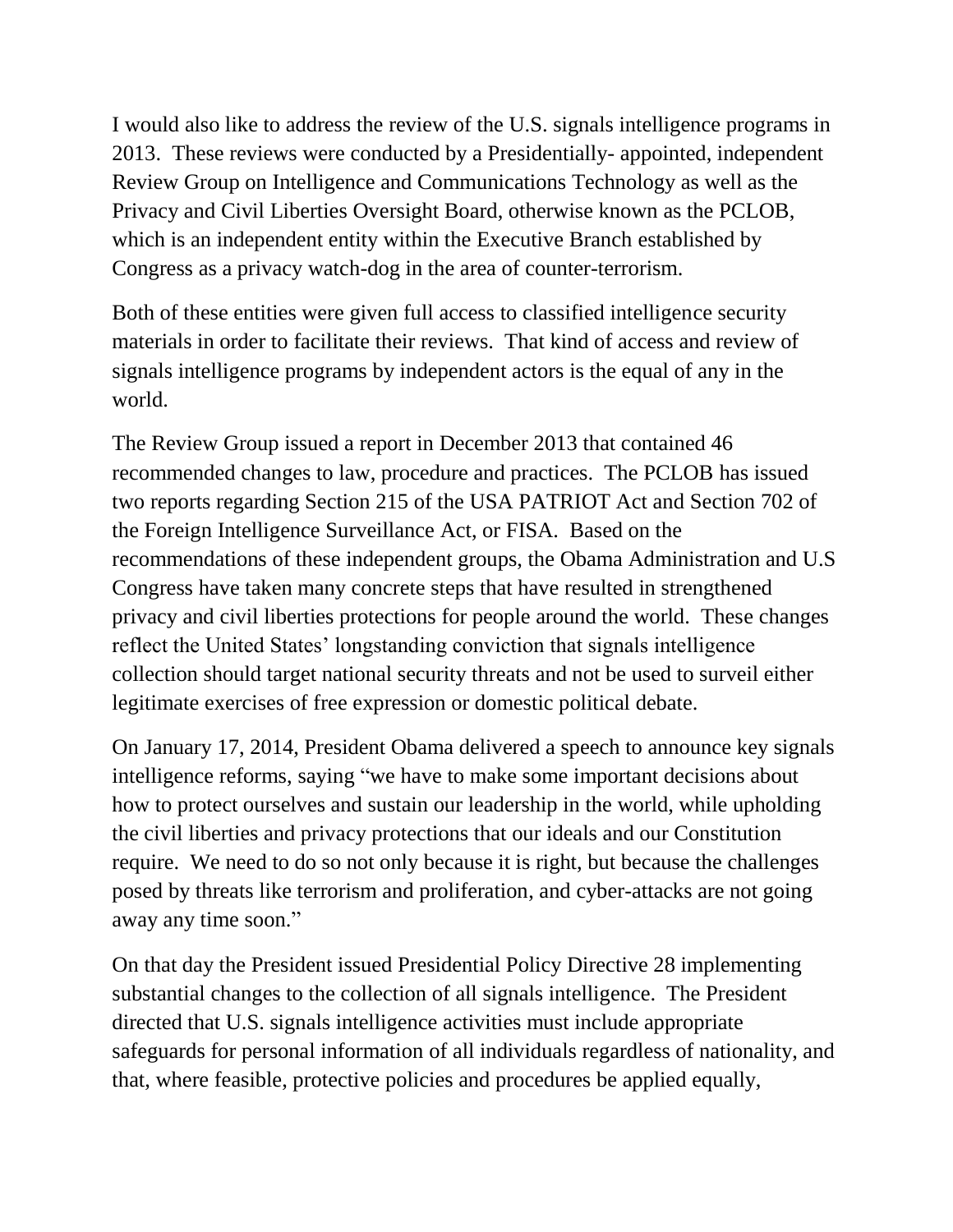I would also like to address the review of the U.S. signals intelligence programs in 2013. These reviews were conducted by a Presidentially- appointed, independent Review Group on Intelligence and Communications Technology as well as the Privacy and Civil Liberties Oversight Board, otherwise known as the PCLOB, which is an independent entity within the Executive Branch established by Congress as a privacy watch-dog in the area of counter-terrorism.

Both of these entities were given full access to classified intelligence security materials in order to facilitate their reviews. That kind of access and review of signals intelligence programs by independent actors is the equal of any in the world.

The Review Group issued a report in December 2013 that contained 46 recommended changes to law, procedure and practices. The PCLOB has issued two reports regarding Section 215 of the USA PATRIOT Act and Section 702 of the Foreign Intelligence Surveillance Act, or FISA. Based on the recommendations of these independent groups, the Obama Administration and U.S Congress have taken many concrete steps that have resulted in strengthened privacy and civil liberties protections for people around the world. These changes reflect the United States' longstanding conviction that signals intelligence collection should target national security threats and not be used to surveil either legitimate exercises of free expression or domestic political debate.

On January 17, 2014, President Obama delivered a speech to announce key signals intelligence reforms, saying "we have to make some important decisions about how to protect ourselves and sustain our leadership in the world, while upholding the civil liberties and privacy protections that our ideals and our Constitution require. We need to do so not only because it is right, but because the challenges posed by threats like terrorism and proliferation, and cyber-attacks are not going away any time soon."

On that day the President issued Presidential Policy Directive 28 implementing substantial changes to the collection of all signals intelligence. The President directed that U.S. signals intelligence activities must include appropriate safeguards for personal information of all individuals regardless of nationality, and that, where feasible, protective policies and procedures be applied equally,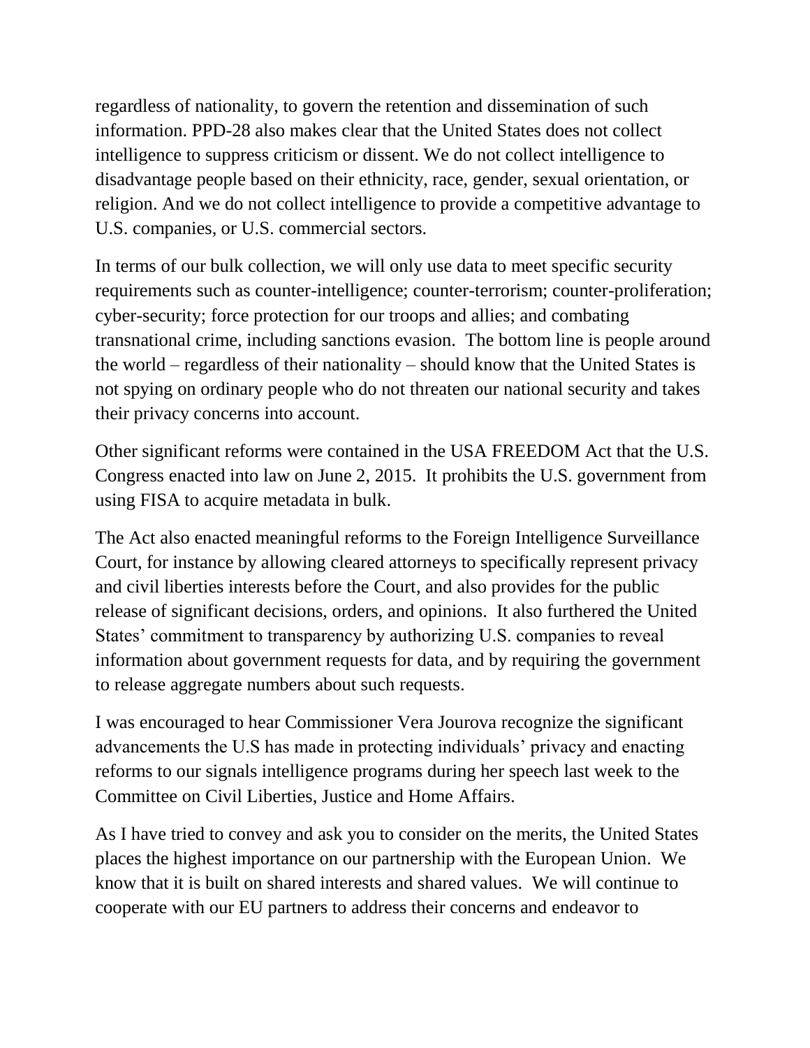regardless of nationality, to govern the retention and dissemination of such information. PPD-28 also makes clear that the United States does not collect intelligence to suppress criticism or dissent. We do not collect intelligence to disadvantage people based on their ethnicity, race, gender, sexual orientation, or religion. And we do not collect intelligence to provide a competitive advantage to U.S. companies, or U.S. commercial sectors.

In terms of our bulk collection, we will only use data to meet specific security requirements such as counter-intelligence; counter-terrorism; counter-proliferation; cyber-security; force protection for our troops and allies; and combating transnational crime, including sanctions evasion. The bottom line is people around the world – regardless of their nationality – should know that the United States is not spying on ordinary people who do not threaten our national security and takes their privacy concerns into account.

Other significant reforms were contained in the USA FREEDOM Act that the U.S. Congress enacted into law on June 2, 2015. It prohibits the U.S. government from using FISA to acquire metadata in bulk.

The Act also enacted meaningful reforms to the Foreign Intelligence Surveillance Court, for instance by allowing cleared attorneys to specifically represent privacy and civil liberties interests before the Court, and also provides for the public release of significant decisions, orders, and opinions. It also furthered the United States' commitment to transparency by authorizing U.S. companies to reveal information about government requests for data, and by requiring the government to release aggregate numbers about such requests.

I was encouraged to hear Commissioner Vera Jourova recognize the significant advancements the U.S has made in protecting individuals' privacy and enacting reforms to our signals intelligence programs during her speech last week to the Committee on Civil Liberties, Justice and Home Affairs.

As I have tried to convey and ask you to consider on the merits, the United States places the highest importance on our partnership with the European Union. We know that it is built on shared interests and shared values. We will continue to cooperate with our EU partners to address their concerns and endeavor to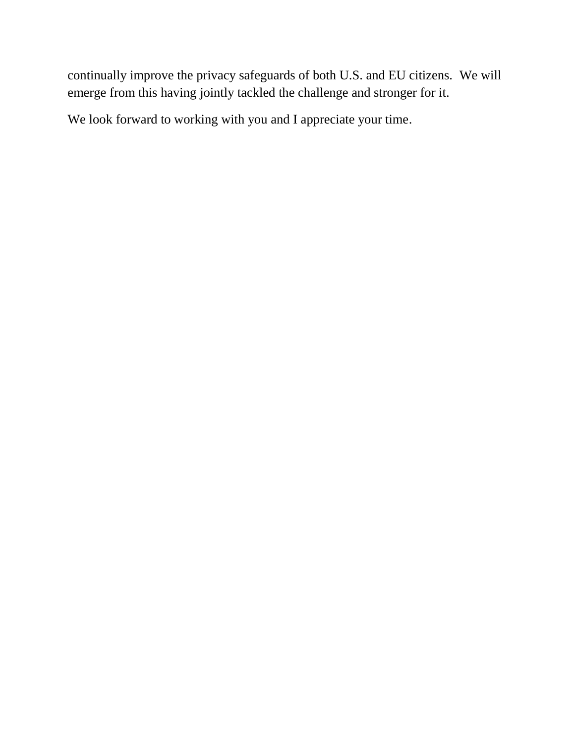continually improve the privacy safeguards of both U.S. and EU citizens. We will emerge from this having jointly tackled the challenge and stronger for it.

We look forward to working with you and I appreciate your time.